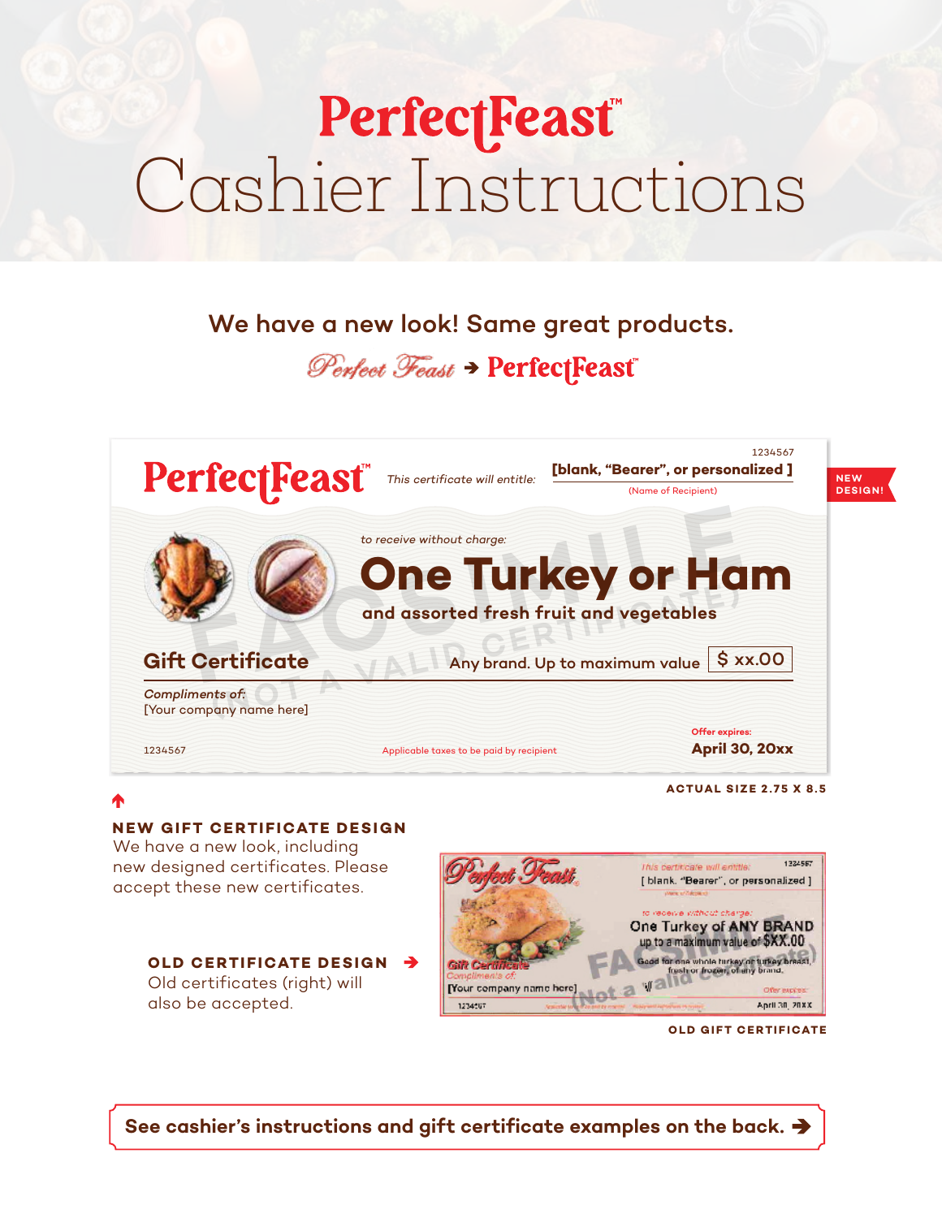# PerfectFeast™ Cashier Instructions

## We have a new look! Same great products.

Perfect Feast → PerfectFeast™

---

**NEW DESIGN!**

1234567

**PerfectFeast™** *This certificate will entitle:* **[blank, "Bearer", or personalized ]**

(Name of Recipient)

*to receive without charge:*

# One Turkey or Ham

**and assorted fresh fruit and vegetables**

**Gift Certificate** Any brand. Up to maximum value **$ xx.00**

*Compliments of:*
[Your company name here]

FACSIMILE (NOT A VALID CERTIFICATE)

1234567 Applicable taxes to be paid by recipient

Offer expires:
**April 30, 20xx**

**ACTUAL SIZE 2.75 X 8.5**

### NEW GIFT CERTIFICATE DESIGN

We have a new look, including new designed certificates. Please accept these new certificates.

### OLD CERTIFICATE DESIGN →

Old certificates (right) will also be accepted.

---

Perfect Feast

*This certificate will entitle:* 1234567
[ blank, "Bearer", or personalized ]

*to receive without charge:*
One Turkey of ANY BRAND
up to a maximum value of $XX.00
Good for one whole turkey or turkey breast, fresh or frozen, of any brand.

Gift Certificate
Compliments of:
[Your company name here]

FACSIMILE (Not a valid certificate)

1234567

Offer expires:
April 30, 20XX

**OLD GIFT CERTIFICATE**

---

**See cashier's instructions and gift certificate examples on the back. →**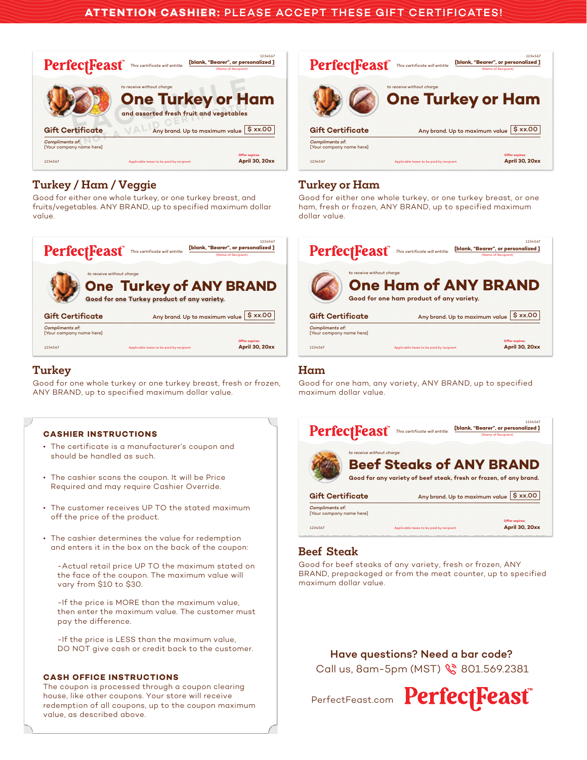**ATTENTION CASHIER:** PLEASE ACCEPT THESE GIFT CERTIFICATES!

PerfectFeast™ This certificate will entitle: [blank, "Bearer", or personalized ] (Name of Recipient) 1234567

to receive without charge:

**One Turkey or Ham**

and assorted fresh fruit and vegetables

FACSIMILE — NOT A VALID CERTIFICATE

Gift Certificate — Any brand. Up to maximum value $ xx.00

Compliments of: [Your company name here]

1234567 — Applicable taxes to be paid by recipient — Offer expires: April 30, 20xx

### Turkey / Ham / Veggie

Good for either one whole turkey, or one turkey breast, and fruits/vegetables. ANY BRAND, up to specified maximum dollar value.

PerfectFeast™ This certificate will entitle: [blank, "Bearer", or personalized ] (Name of Recipient) 1234567

to receive without charge:

**One Turkey or Ham**

Gift Certificate — Any brand. Up to maximum value $ xx.00

Compliments of: [Your company name here]

1234567 — Applicable taxes to be paid by recipient — Offer expires: April 30, 20xx

### Turkey or Ham

Good for either one whole turkey, or one turkey breast, or one ham, fresh or frozen, ANY BRAND, up to specified maximum dollar value.

PerfectFeast™ This certificate will entitle: [blank, "Bearer", or personalized ] (Name of Recipient) 1234567

to receive without charge:

**One Turkey of ANY BRAND**

Good for one Turkey product of any variety.

Gift Certificate — Any brand. Up to maximum value $ xx.00

Compliments of: [Your company name here]

1234567 — Applicable taxes to be paid by recipient — Offer expires: April 30, 20xx

### Turkey

Good for one whole turkey or one turkey breast, fresh or frozen, ANY BRAND, up to specified maximum dollar value.

PerfectFeast™ This certificate will entitle: [blank, "Bearer", or personalized ] (Name of Recipient) 1234567

to receive without charge:

**One Ham of ANY BRAND**

Good for one ham product of any variety.

Gift Certificate — Any brand. Up to maximum value $ xx.00

Compliments of: [Your company name here]

1234567 — Applicable taxes to be paid by recipient — Offer expires: April 30, 20xx

### Ham

Good for one ham, any variety, ANY BRAND, up to specified maximum dollar value.

PerfectFeast™ This certificate will entitle: [blank, "Bearer", or personalized ] (Name of Recipient) 1234567

to receive without charge:

**Beef Steaks of ANY BRAND**

Good for any variety of beef steak, fresh or frozen, of any brand.

Gift Certificate — Any brand. Up to maximum value $ xx.00

Compliments of: [Your company name here]

1234567 — Applicable taxes to be paid by recipient — Offer expires: April 30, 20xx

### Beef Steak

Good for beef steaks of any variety, fresh or frozen, ANY BRAND, prepackaged or from the meat counter, up to specified maximum dollar value.

## CASHIER INSTRUCTIONS

- The certificate is a manufacturer's coupon and should be handled as such.
- The cashier scans the coupon. It will be Price Required and may require Cashier Override.
- The customer receives UP TO the stated maximum off the price of the product.
- The cashier determines the value for redemption and enters it in the box on the back of the coupon:

  -Actual retail price UP TO the maximum stated on the face of the coupon. The maximum value will vary from $10 to $30.

  -If the price is MORE than the maximum value, then enter the maximum value. The customer must pay the difference.

  -If the price is LESS than the maximum value, DO NOT give cash or credit back to the customer.

## CASH OFFICE INSTRUCTIONS

The coupon is processed through a coupon clearing house, like other coupons. Your store will receive redemption of all coupons, up to the coupon maximum value, as described above.

**Have questions? Need a bar code?**

Call us, 8am-5pm (MST) 801.569.2381

PerfectFeast.com PerfectFeast™